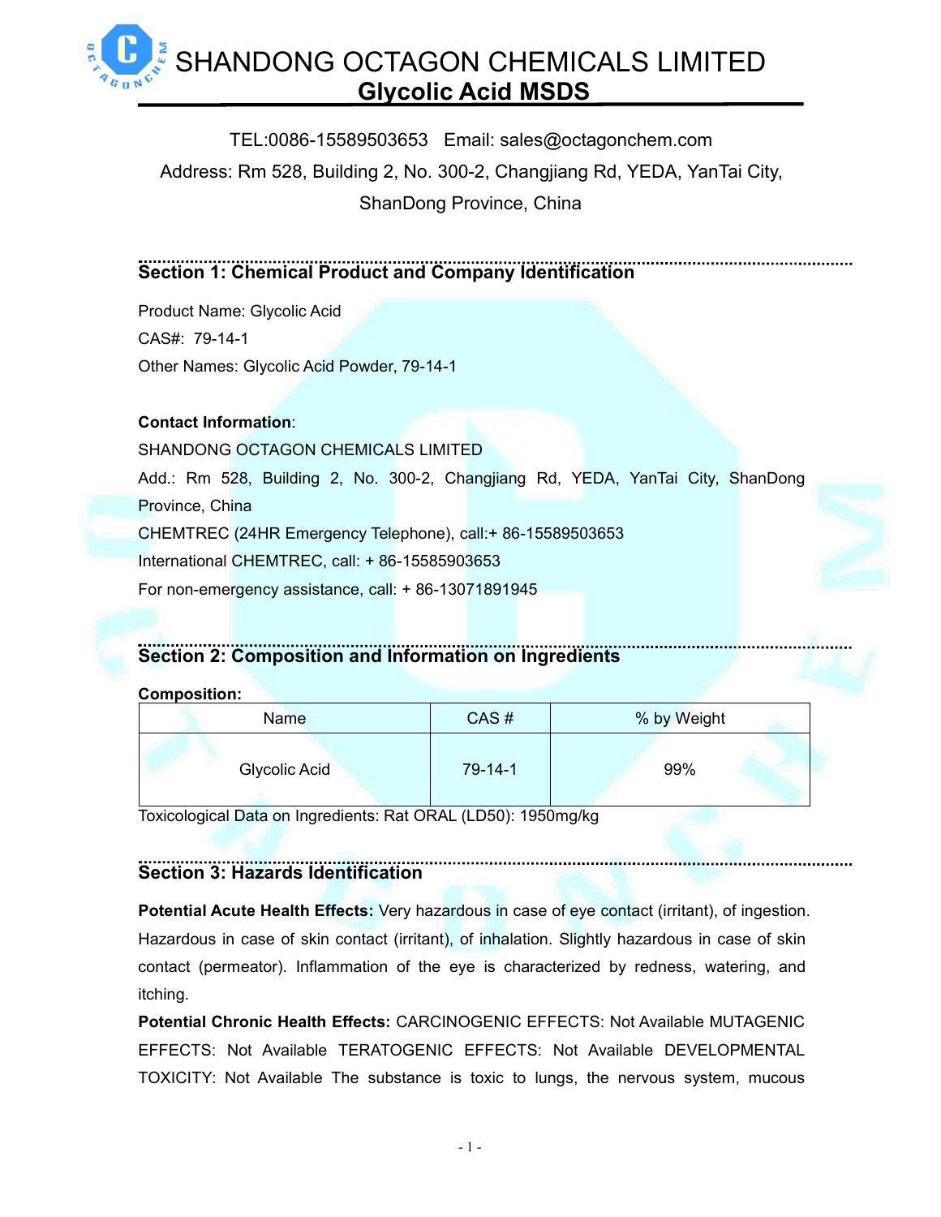# SHANDONG OCTAGON CHEMICALS LIMITED

## Glycolic Acid MSDS

TEL:0086-15589503653 Email: sales@octagonchem.com

Address: Rm 528, Building 2, No. 300-2, Changjiang Rd, YEDA, YanTai City, ShanDong Province, China

## Section 1: Chemical Product and Company Identification

Product Name: Glycolic Acid

CAS#: 79-14-1

Other Names: Glycolic Acid Powder, 79-14-1

**Contact Information**:

SHANDONG OCTAGON CHEMICALS LIMITED

Add.: Rm 528, Building 2, No. 300-2, Changjiang Rd, YEDA, YanTai City, ShanDong Province, China

CHEMTREC (24HR Emergency Telephone), call:+ 86-15589503653

International CHEMTREC, call: + 86-15585903653

For non-emergency assistance, call: + 86-13071891945

## Section 2: Composition and Information on Ingredients

**Composition:**

| Name | CAS # | % by Weight |
| --- | --- | --- |
| Glycolic Acid | 79-14-1 | 99% |

Toxicological Data on Ingredients: Rat ORAL (LD50): 1950mg/kg

## Section 3: Hazards Identification

**Potential Acute Health Effects:** Very hazardous in case of eye contact (irritant), of ingestion. Hazardous in case of skin contact (irritant), of inhalation. Slightly hazardous in case of skin contact (permeator). Inflammation of the eye is characterized by redness, watering, and itching.

**Potential Chronic Health Effects:** CARCINOGENIC EFFECTS: Not Available MUTAGENIC EFFECTS: Not Available TERATOGENIC EFFECTS: Not Available DEVELOPMENTAL TOXICITY: Not Available The substance is toxic to lungs, the nervous system, mucous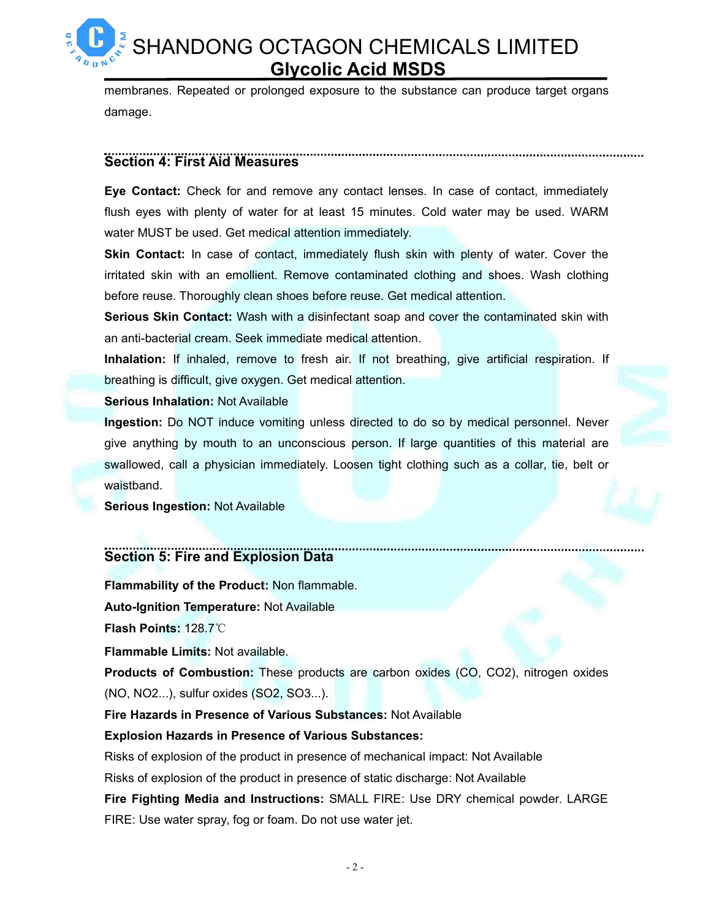membranes. Repeated or prolonged exposure to the substance can produce target organs damage.

## Section 4: First Aid Measures

**Eye Contact:** Check for and remove any contact lenses. In case of contact, immediately flush eyes with plenty of water for at least 15 minutes. Cold water may be used. WARM water MUST be used. Get medical attention immediately.

**Skin Contact:** In case of contact, immediately flush skin with plenty of water. Cover the irritated skin with an emollient. Remove contaminated clothing and shoes. Wash clothing before reuse. Thoroughly clean shoes before reuse. Get medical attention.

**Serious Skin Contact:** Wash with a disinfectant soap and cover the contaminated skin with an anti-bacterial cream. Seek immediate medical attention.

**Inhalation:** If inhaled, remove to fresh air. If not breathing, give artificial respiration. If breathing is difficult, give oxygen. Get medical attention.

**Serious Inhalation:** Not Available

**Ingestion:** Do NOT induce vomiting unless directed to do so by medical personnel. Never give anything by mouth to an unconscious person. If large quantities of this material are swallowed, call a physician immediately. Loosen tight clothing such as a collar, tie, belt or waistband.

**Serious Ingestion:** Not Available

## Section 5: Fire and Explosion Data

**Flammability of the Product:** Non flammable.

**Auto-Ignition Temperature:** Not Available

**Flash Points:** 128.7℃

**Flammable Limits:** Not available.

**Products of Combustion:** These products are carbon oxides (CO, $CO_2$), nitrogen oxides (NO, $NO_2$...), sulfur oxides ($SO_2$, $SO_3$...).

**Fire Hazards in Presence of Various Substances:** Not Available

**Explosion Hazards in Presence of Various Substances:**

Risks of explosion of the product in presence of mechanical impact: Not Available

Risks of explosion of the product in presence of static discharge: Not Available

**Fire Fighting Media and Instructions:** SMALL FIRE: Use DRY chemical powder. LARGE FIRE: Use water spray, fog or foam. Do not use water jet.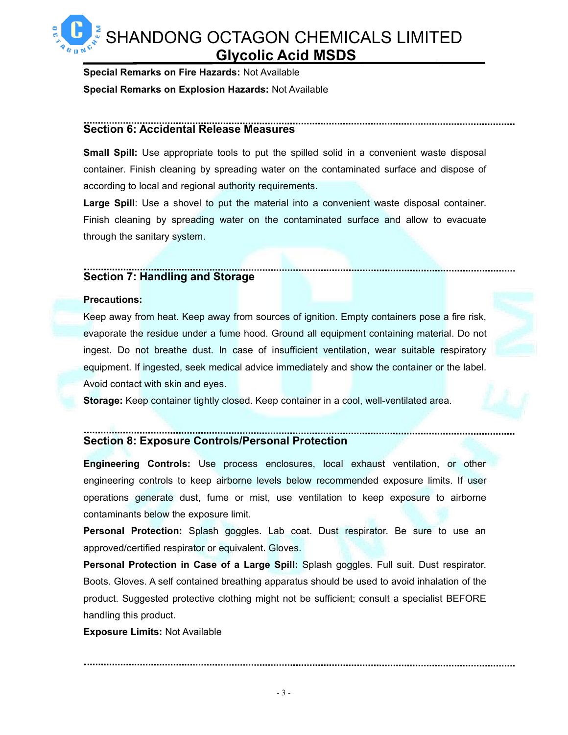**Special Remarks on Fire Hazards:** Not Available

**Special Remarks on Explosion Hazards:** Not Available

## Section 6: Accidental Release Measures

**Small Spill:** Use appropriate tools to put the spilled solid in a convenient waste disposal container. Finish cleaning by spreading water on the contaminated surface and dispose of according to local and regional authority requirements.

**Large Spill**: Use a shovel to put the material into a convenient waste disposal container. Finish cleaning by spreading water on the contaminated surface and allow to evacuate through the sanitary system.

## Section 7: Handling and Storage

**Precautions:**

Keep away from heat. Keep away from sources of ignition. Empty containers pose a fire risk, evaporate the residue under a fume hood. Ground all equipment containing material. Do not ingest. Do not breathe dust. In case of insufficient ventilation, wear suitable respiratory equipment. If ingested, seek medical advice immediately and show the container or the label. Avoid contact with skin and eyes.

**Storage:** Keep container tightly closed. Keep container in a cool, well-ventilated area.

## Section 8: Exposure Controls/Personal Protection

**Engineering Controls:** Use process enclosures, local exhaust ventilation, or other engineering controls to keep airborne levels below recommended exposure limits. If user operations generate dust, fume or mist, use ventilation to keep exposure to airborne contaminants below the exposure limit.

**Personal Protection:** Splash goggles. Lab coat. Dust respirator. Be sure to use an approved/certified respirator or equivalent. Gloves.

**Personal Protection in Case of a Large Spill:** Splash goggles. Full suit. Dust respirator. Boots. Gloves. A self contained breathing apparatus should be used to avoid inhalation of the product. Suggested protective clothing might not be sufficient; consult a specialist BEFORE handling this product.

**Exposure Limits:** Not Available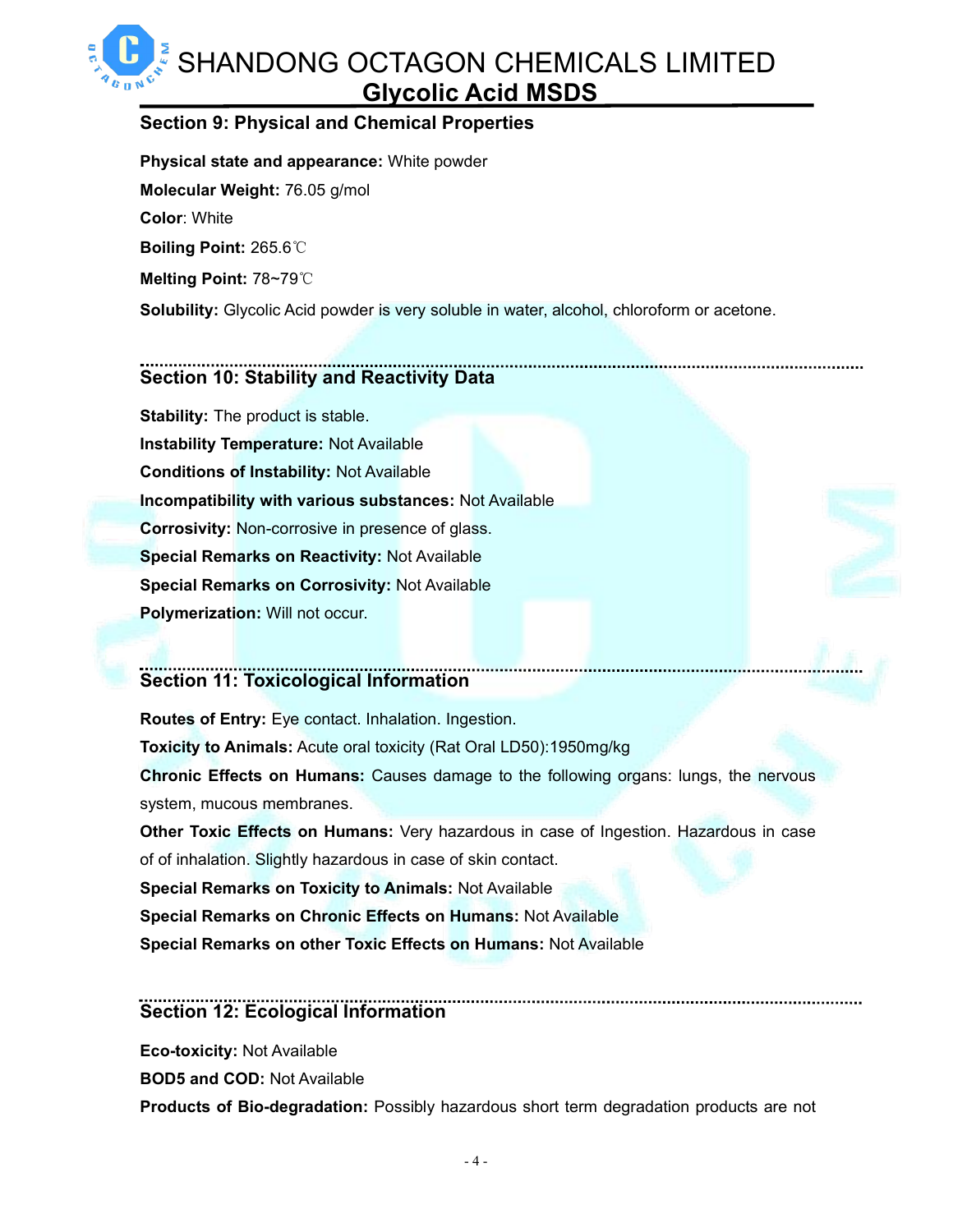## Section 9: Physical and Chemical Properties

**Physical state and appearance:** White powder

**Molecular Weight:** 76.05 g/mol

**Color**: White

**Boiling Point:** 265.6℃

**Melting Point:** 78~79℃

**Solubility:** Glycolic Acid powder is very soluble in water, alcohol, chloroform or acetone.

## Section 10: Stability and Reactivity Data

**Stability:** The product is stable.

**Instability Temperature:** Not Available

**Conditions of Instability:** Not Available

**Incompatibility with various substances:** Not Available

**Corrosivity:** Non-corrosive in presence of glass.

**Special Remarks on Reactivity:** Not Available

**Special Remarks on Corrosivity:** Not Available

**Polymerization:** Will not occur.

## Section 11: Toxicological Information

**Routes of Entry:** Eye contact. Inhalation. Ingestion.

**Toxicity to Animals:** Acute oral toxicity (Rat Oral LD50):1950mg/kg

**Chronic Effects on Humans:** Causes damage to the following organs: lungs, the nervous system, mucous membranes.

**Other Toxic Effects on Humans:** Very hazardous in case of Ingestion. Hazardous in case of of inhalation. Slightly hazardous in case of skin contact.

**Special Remarks on Toxicity to Animals:** Not Available

**Special Remarks on Chronic Effects on Humans:** Not Available

**Special Remarks on other Toxic Effects on Humans:** Not Available

## Section 12: Ecological Information

**Eco-toxicity:** Not Available

**BOD5 and COD:** Not Available

**Products of Bio-degradation:** Possibly hazardous short term degradation products are not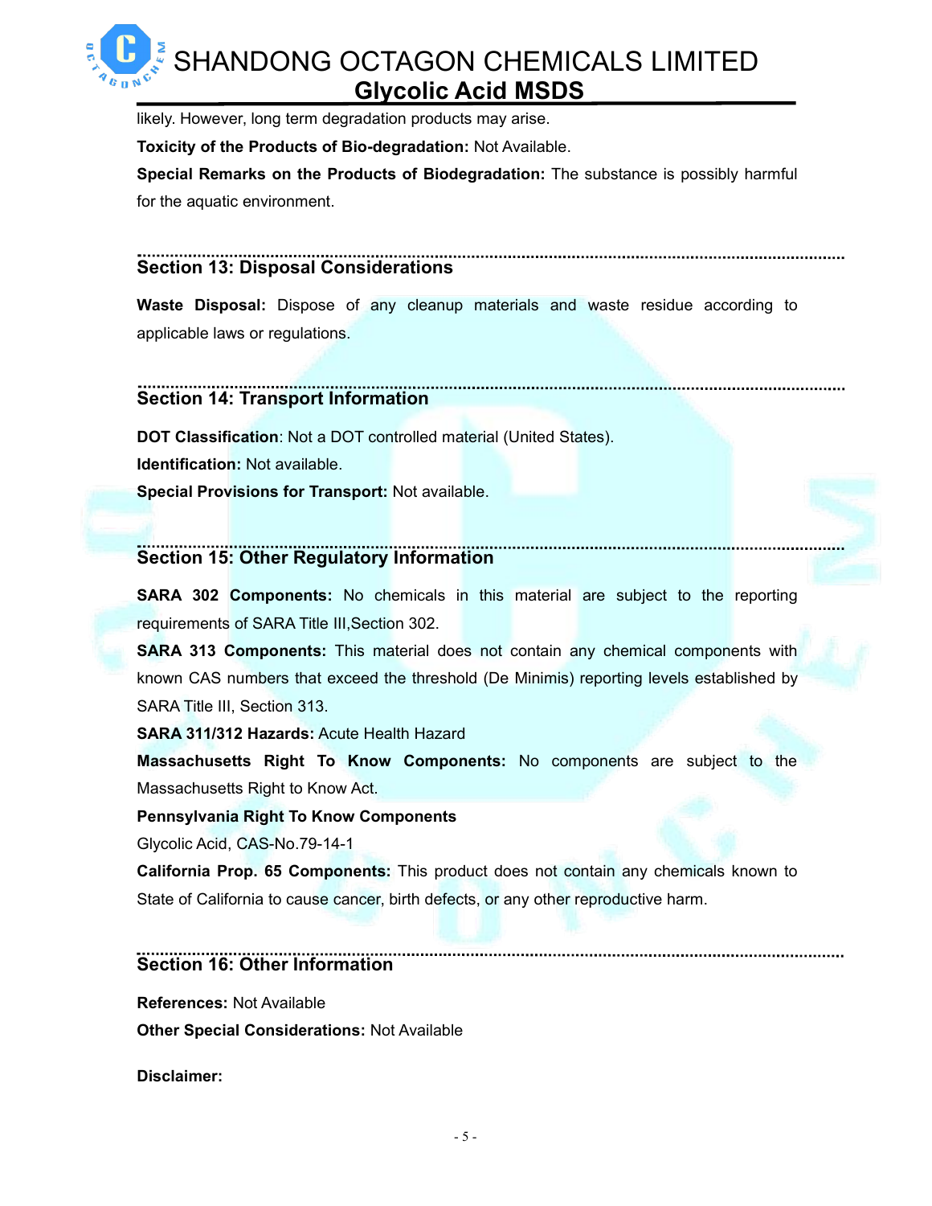likely. However, long term degradation products may arise.

**Toxicity of the Products of Bio-degradation:** Not Available.

**Special Remarks on the Products of Biodegradation:** The substance is possibly harmful for the aquatic environment.

## Section 13: Disposal Considerations

**Waste Disposal:** Dispose of any cleanup materials and waste residue according to applicable laws or regulations.

## Section 14: Transport Information

**DOT Classification**: Not a DOT controlled material (United States).

**Identification:** Not available.

**Special Provisions for Transport:** Not available.

## Section 15: Other Regulatory Information

**SARA 302 Components:** No chemicals in this material are subject to the reporting requirements of SARA Title III,Section 302.

**SARA 313 Components:** This material does not contain any chemical components with known CAS numbers that exceed the threshold (De Minimis) reporting levels established by SARA Title III, Section 313.

**SARA 311/312 Hazards:** Acute Health Hazard

**Massachusetts Right To Know Components:** No components are subject to the Massachusetts Right to Know Act.

**Pennsylvania Right To Know Components**

Glycolic Acid, CAS-No.79-14-1

**California Prop. 65 Components:** This product does not contain any chemicals known to State of California to cause cancer, birth defects, or any other reproductive harm.

## Section 16: Other Information

**References:** Not Available

**Other Special Considerations:** Not Available

**Disclaimer:**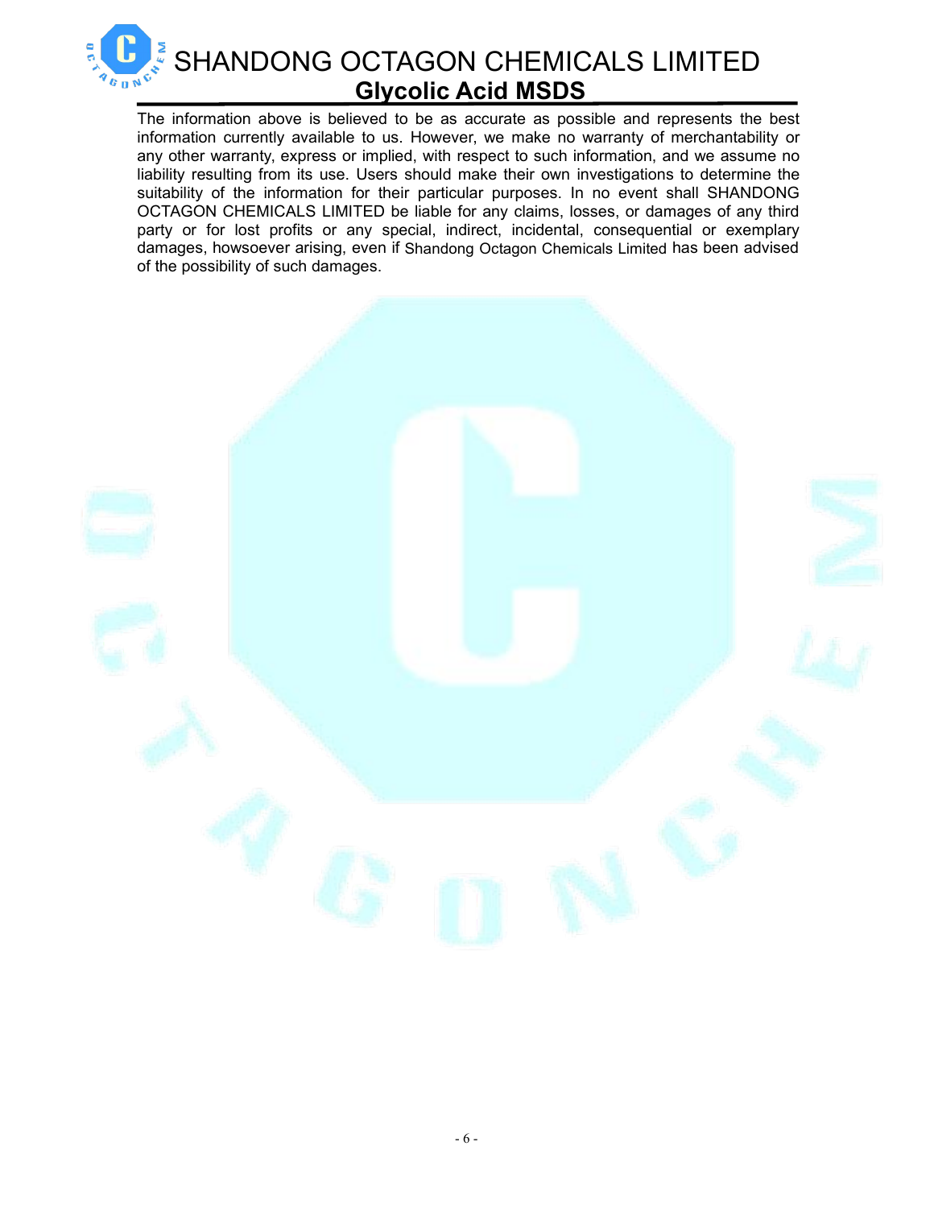The information above is believed to be as accurate as possible and represents the best information currently available to us. However, we make no warranty of merchantability or any other warranty, express or implied, with respect to such information, and we assume no liability resulting from its use. Users should make their own investigations to determine the suitability of the information for their particular purposes. In no event shall SHANDONG OCTAGON CHEMICALS LIMITED be liable for any claims, losses, or damages of any third party or for lost profits or any special, indirect, incidental, consequential or exemplary damages, howsoever arising, even if Shandong Octagon Chemicals Limited has been advised of the possibility of such damages.